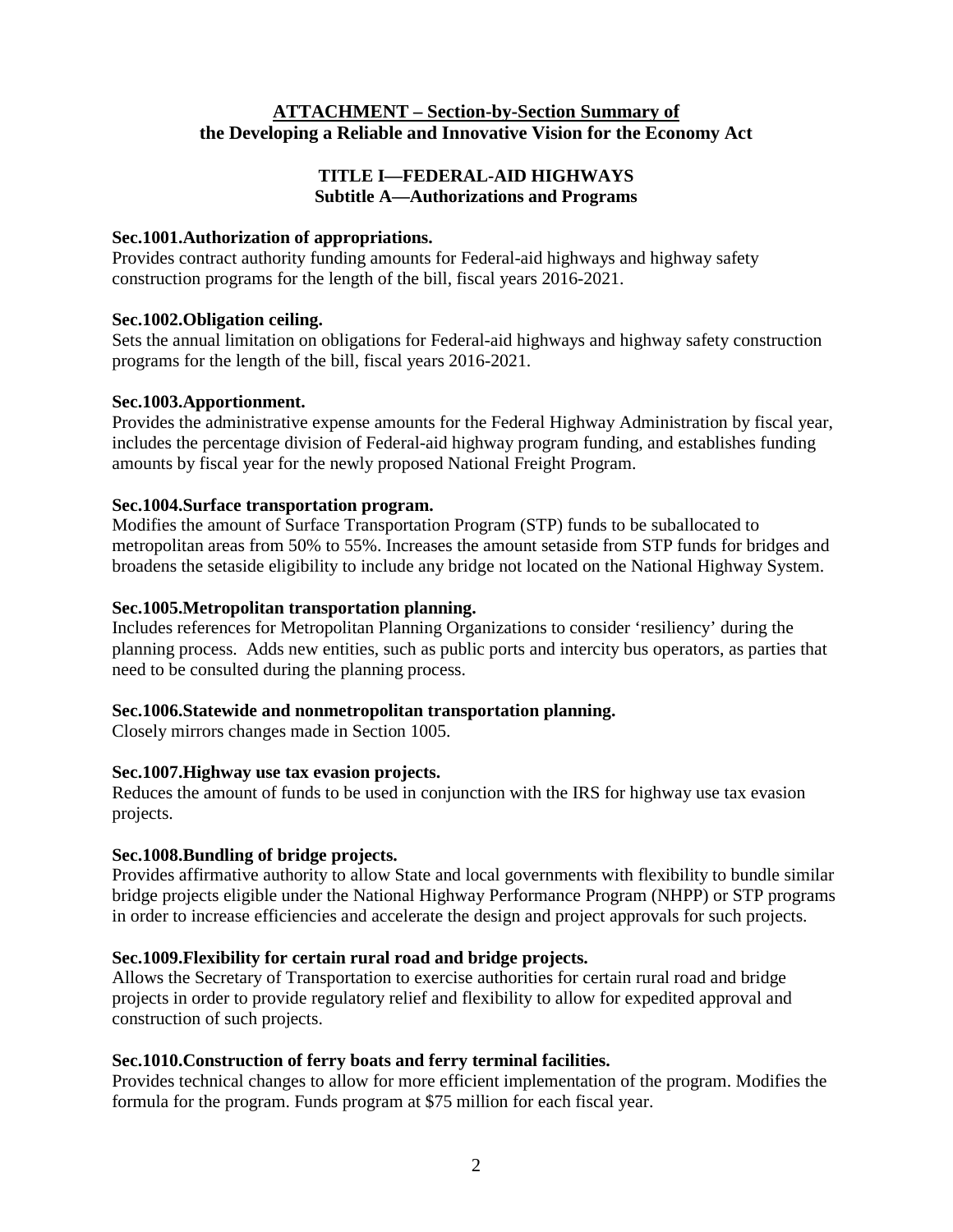## ATTACHMENT – Section-by-Section Summary of the Developing a Reliable and Innovative Vision for the Economy Act

### TITLE I—FEDERAL-AID HIGHWAYS
### Subtitle A—Authorizations and Programs

**Sec.1001.Authorization of appropriations.**
Provides contract authority funding amounts for Federal-aid highways and highway safety construction programs for the length of the bill, fiscal years 2016-2021.

**Sec.1002.Obligation ceiling.**
Sets the annual limitation on obligations for Federal-aid highways and highway safety construction programs for the length of the bill, fiscal years 2016-2021.

**Sec.1003.Apportionment.**
Provides the administrative expense amounts for the Federal Highway Administration by fiscal year, includes the percentage division of Federal-aid highway program funding, and establishes funding amounts by fiscal year for the newly proposed National Freight Program.

**Sec.1004.Surface transportation program.**
Modifies the amount of Surface Transportation Program (STP) funds to be suballocated to metropolitan areas from 50% to 55%. Increases the amount setaside from STP funds for bridges and broadens the setaside eligibility to include any bridge not located on the National Highway System.

**Sec.1005.Metropolitan transportation planning.**
Includes references for Metropolitan Planning Organizations to consider 'resiliency' during the planning process. Adds new entities, such as public ports and intercity bus operators, as parties that need to be consulted during the planning process.

**Sec.1006.Statewide and nonmetropolitan transportation planning.**
Closely mirrors changes made in Section 1005.

**Sec.1007.Highway use tax evasion projects.**
Reduces the amount of funds to be used in conjunction with the IRS for highway use tax evasion projects.

**Sec.1008.Bundling of bridge projects.**
Provides affirmative authority to allow State and local governments with flexibility to bundle similar bridge projects eligible under the National Highway Performance Program (NHPP) or STP programs in order to increase efficiencies and accelerate the design and project approvals for such projects.

**Sec.1009.Flexibility for certain rural road and bridge projects.**
Allows the Secretary of Transportation to exercise authorities for certain rural road and bridge projects in order to provide regulatory relief and flexibility to allow for expedited approval and construction of such projects.

**Sec.1010.Construction of ferry boats and ferry terminal facilities.**
Provides technical changes to allow for more efficient implementation of the program. Modifies the formula for the program. Funds program at $75 million for each fiscal year.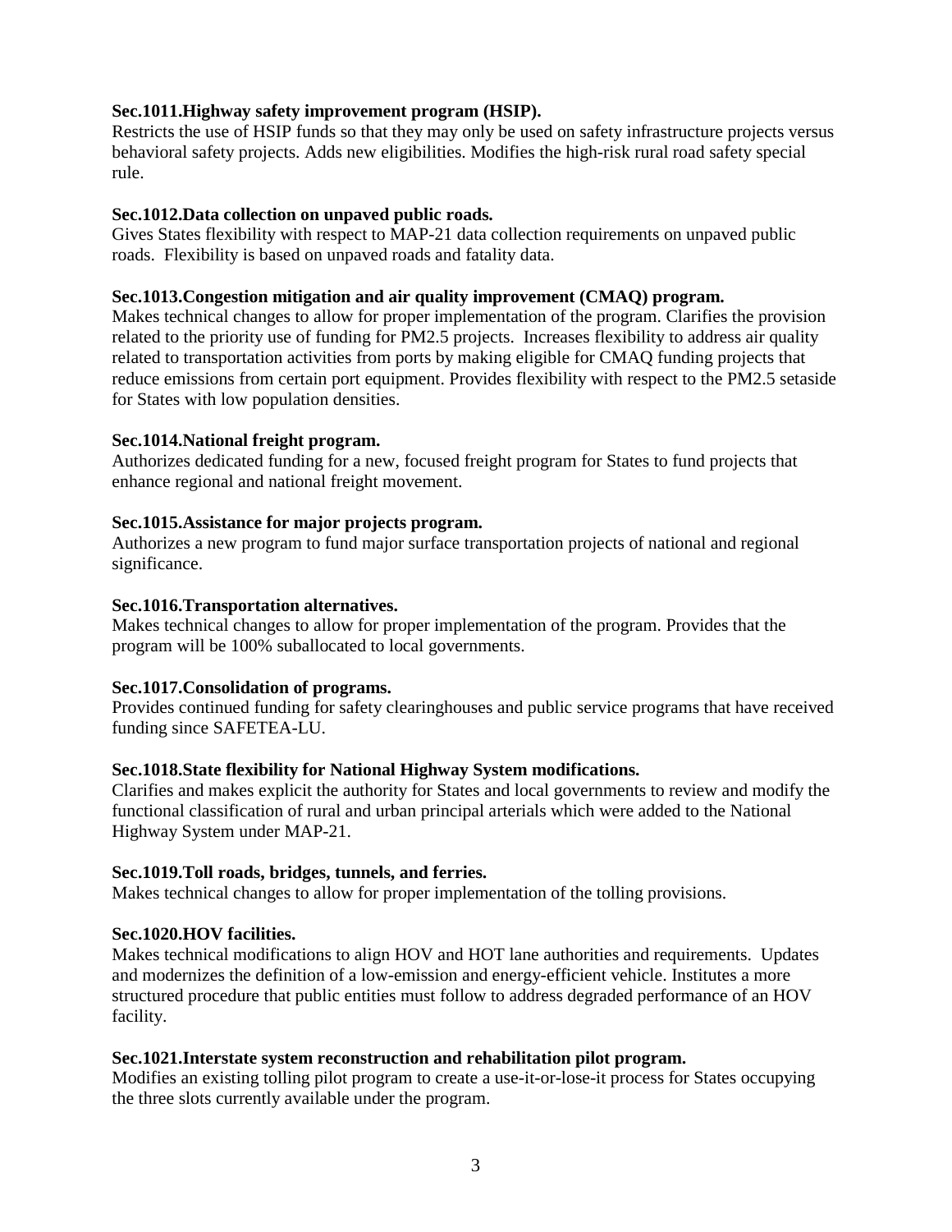**Sec.1011.Highway safety improvement program (HSIP).**
Restricts the use of HSIP funds so that they may only be used on safety infrastructure projects versus behavioral safety projects. Adds new eligibilities. Modifies the high-risk rural road safety special rule.

**Sec.1012.Data collection on unpaved public roads.**
Gives States flexibility with respect to MAP-21 data collection requirements on unpaved public roads. Flexibility is based on unpaved roads and fatality data.

**Sec.1013.Congestion mitigation and air quality improvement (CMAQ) program.**
Makes technical changes to allow for proper implementation of the program. Clarifies the provision related to the priority use of funding for PM2.5 projects. Increases flexibility to address air quality related to transportation activities from ports by making eligible for CMAQ funding projects that reduce emissions from certain port equipment. Provides flexibility with respect to the PM2.5 setaside for States with low population densities.

**Sec.1014.National freight program.**
Authorizes dedicated funding for a new, focused freight program for States to fund projects that enhance regional and national freight movement.

**Sec.1015.Assistance for major projects program.**
Authorizes a new program to fund major surface transportation projects of national and regional significance.

**Sec.1016.Transportation alternatives.**
Makes technical changes to allow for proper implementation of the program. Provides that the program will be 100% suballocated to local governments.

**Sec.1017.Consolidation of programs.**
Provides continued funding for safety clearinghouses and public service programs that have received funding since SAFETEA-LU.

**Sec.1018.State flexibility for National Highway System modifications.**
Clarifies and makes explicit the authority for States and local governments to review and modify the functional classification of rural and urban principal arterials which were added to the National Highway System under MAP-21.

**Sec.1019.Toll roads, bridges, tunnels, and ferries.**
Makes technical changes to allow for proper implementation of the tolling provisions.

**Sec.1020.HOV facilities.**
Makes technical modifications to align HOV and HOT lane authorities and requirements. Updates and modernizes the definition of a low-emission and energy-efficient vehicle. Institutes a more structured procedure that public entities must follow to address degraded performance of an HOV facility.

**Sec.1021.Interstate system reconstruction and rehabilitation pilot program.**
Modifies an existing tolling pilot program to create a use-it-or-lose-it process for States occupying the three slots currently available under the program.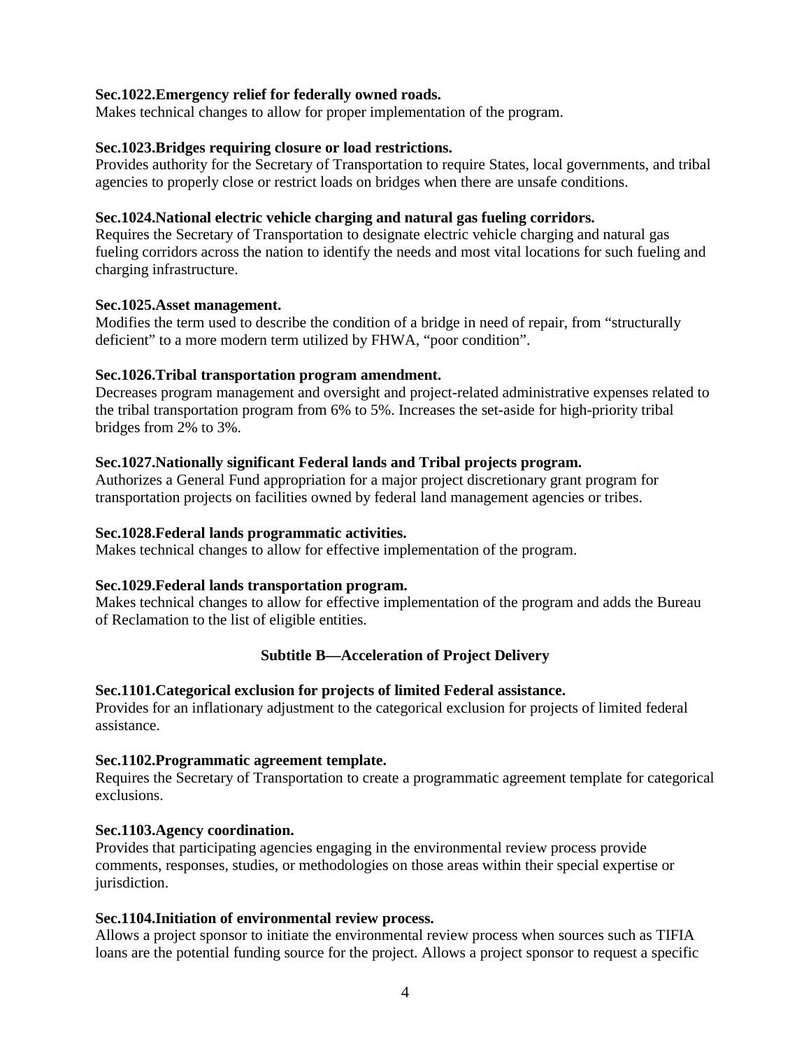**Sec.1022.Emergency relief for federally owned roads.**
Makes technical changes to allow for proper implementation of the program.

**Sec.1023.Bridges requiring closure or load restrictions.**
Provides authority for the Secretary of Transportation to require States, local governments, and tribal agencies to properly close or restrict loads on bridges when there are unsafe conditions.

**Sec.1024.National electric vehicle charging and natural gas fueling corridors.**
Requires the Secretary of Transportation to designate electric vehicle charging and natural gas fueling corridors across the nation to identify the needs and most vital locations for such fueling and charging infrastructure.

**Sec.1025.Asset management.**
Modifies the term used to describe the condition of a bridge in need of repair, from "structurally deficient" to a more modern term utilized by FHWA, "poor condition".

**Sec.1026.Tribal transportation program amendment.**
Decreases program management and oversight and project-related administrative expenses related to the tribal transportation program from 6% to 5%. Increases the set-aside for high-priority tribal bridges from 2% to 3%.

**Sec.1027.Nationally significant Federal lands and Tribal projects program.**
Authorizes a General Fund appropriation for a major project discretionary grant program for transportation projects on facilities owned by federal land management agencies or tribes.

**Sec.1028.Federal lands programmatic activities.**
Makes technical changes to allow for effective implementation of the program.

**Sec.1029.Federal lands transportation program.**
Makes technical changes to allow for effective implementation of the program and adds the Bureau of Reclamation to the list of eligible entities.

## Subtitle B—Acceleration of Project Delivery

**Sec.1101.Categorical exclusion for projects of limited Federal assistance.**
Provides for an inflationary adjustment to the categorical exclusion for projects of limited federal assistance.

**Sec.1102.Programmatic agreement template.**
Requires the Secretary of Transportation to create a programmatic agreement template for categorical exclusions.

**Sec.1103.Agency coordination.**
Provides that participating agencies engaging in the environmental review process provide comments, responses, studies, or methodologies on those areas within their special expertise or jurisdiction.

**Sec.1104.Initiation of environmental review process.**
Allows a project sponsor to initiate the environmental review process when sources such as TIFIA loans are the potential funding source for the project. Allows a project sponsor to request a specific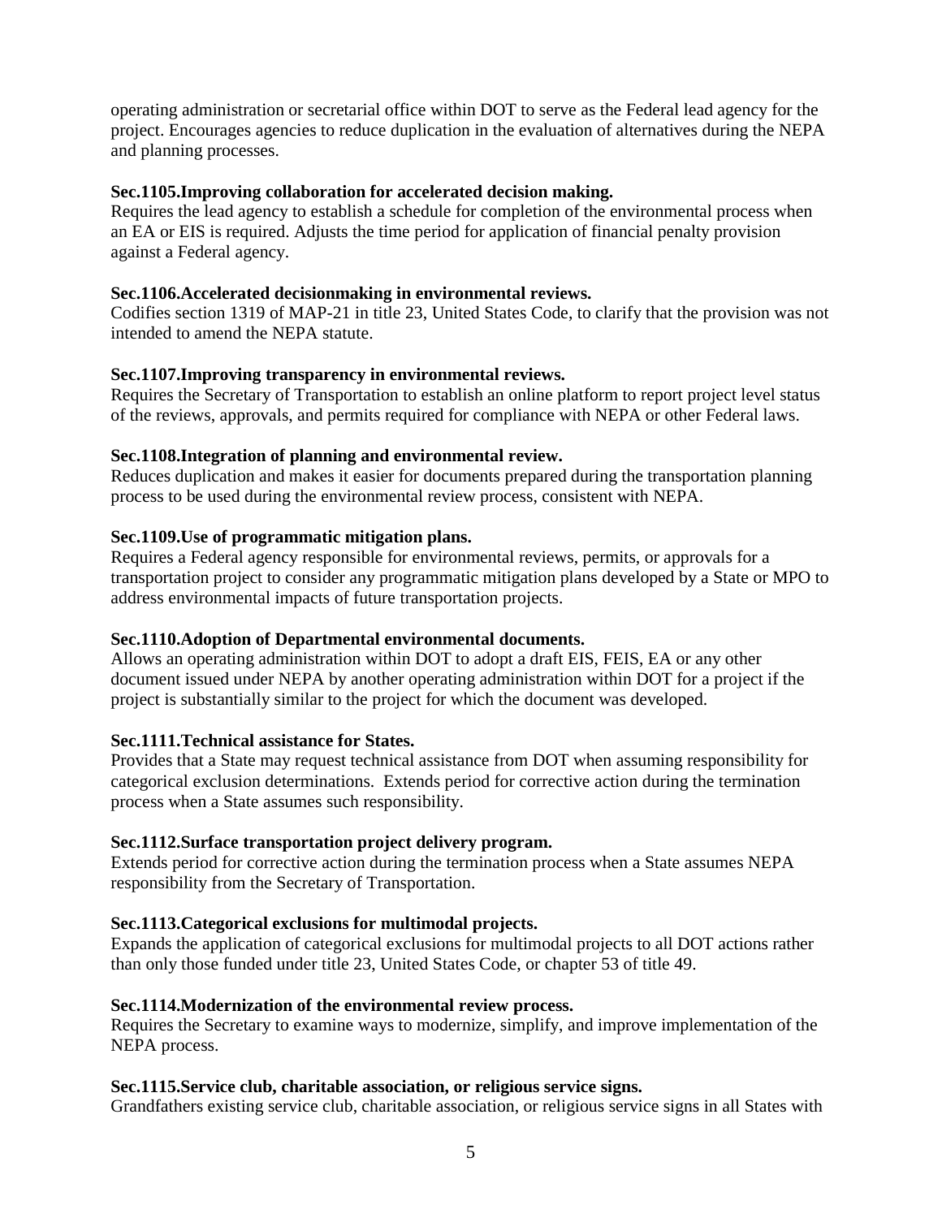operating administration or secretarial office within DOT to serve as the Federal lead agency for the project. Encourages agencies to reduce duplication in the evaluation of alternatives during the NEPA and planning processes.

**Sec.1105.Improving collaboration for accelerated decision making.**
Requires the lead agency to establish a schedule for completion of the environmental process when an EA or EIS is required. Adjusts the time period for application of financial penalty provision against a Federal agency.

**Sec.1106.Accelerated decisionmaking in environmental reviews.**
Codifies section 1319 of MAP-21 in title 23, United States Code, to clarify that the provision was not intended to amend the NEPA statute.

**Sec.1107.Improving transparency in environmental reviews.**
Requires the Secretary of Transportation to establish an online platform to report project level status of the reviews, approvals, and permits required for compliance with NEPA or other Federal laws.

**Sec.1108.Integration of planning and environmental review.**
Reduces duplication and makes it easier for documents prepared during the transportation planning process to be used during the environmental review process, consistent with NEPA.

**Sec.1109.Use of programmatic mitigation plans.**
Requires a Federal agency responsible for environmental reviews, permits, or approvals for a transportation project to consider any programmatic mitigation plans developed by a State or MPO to address environmental impacts of future transportation projects.

**Sec.1110.Adoption of Departmental environmental documents.**
Allows an operating administration within DOT to adopt a draft EIS, FEIS, EA or any other document issued under NEPA by another operating administration within DOT for a project if the project is substantially similar to the project for which the document was developed.

**Sec.1111.Technical assistance for States.**
Provides that a State may request technical assistance from DOT when assuming responsibility for categorical exclusion determinations. Extends period for corrective action during the termination process when a State assumes such responsibility.

**Sec.1112.Surface transportation project delivery program.**
Extends period for corrective action during the termination process when a State assumes NEPA responsibility from the Secretary of Transportation.

**Sec.1113.Categorical exclusions for multimodal projects.**
Expands the application of categorical exclusions for multimodal projects to all DOT actions rather than only those funded under title 23, United States Code, or chapter 53 of title 49.

**Sec.1114.Modernization of the environmental review process.**
Requires the Secretary to examine ways to modernize, simplify, and improve implementation of the NEPA process.

**Sec.1115.Service club, charitable association, or religious service signs.**
Grandfathers existing service club, charitable association, or religious service signs in all States with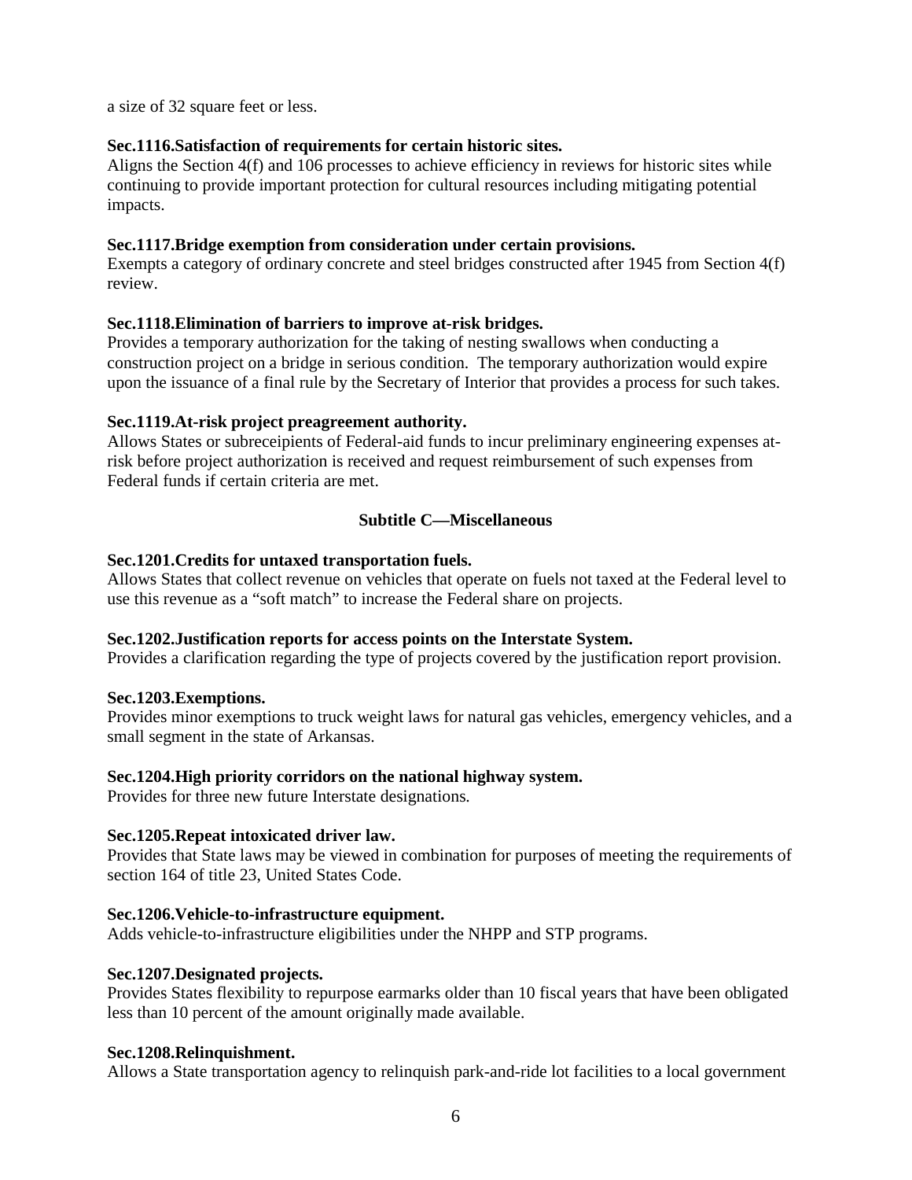a size of 32 square feet or less.

**Sec.1116.Satisfaction of requirements for certain historic sites.**
Aligns the Section 4(f) and 106 processes to achieve efficiency in reviews for historic sites while continuing to provide important protection for cultural resources including mitigating potential impacts.

**Sec.1117.Bridge exemption from consideration under certain provisions.**
Exempts a category of ordinary concrete and steel bridges constructed after 1945 from Section 4(f) review.

**Sec.1118.Elimination of barriers to improve at-risk bridges.**
Provides a temporary authorization for the taking of nesting swallows when conducting a construction project on a bridge in serious condition. The temporary authorization would expire upon the issuance of a final rule by the Secretary of Interior that provides a process for such takes.

**Sec.1119.At-risk project preagreement authority.**
Allows States or subreceipients of Federal-aid funds to incur preliminary engineering expenses at-risk before project authorization is received and request reimbursement of such expenses from Federal funds if certain criteria are met.

## Subtitle C—Miscellaneous

**Sec.1201.Credits for untaxed transportation fuels.**
Allows States that collect revenue on vehicles that operate on fuels not taxed at the Federal level to use this revenue as a "soft match" to increase the Federal share on projects.

**Sec.1202.Justification reports for access points on the Interstate System.**
Provides a clarification regarding the type of projects covered by the justification report provision.

**Sec.1203.Exemptions.**
Provides minor exemptions to truck weight laws for natural gas vehicles, emergency vehicles, and a small segment in the state of Arkansas.

**Sec.1204.High priority corridors on the national highway system.**
Provides for three new future Interstate designations.

**Sec.1205.Repeat intoxicated driver law.**
Provides that State laws may be viewed in combination for purposes of meeting the requirements of section 164 of title 23, United States Code.

**Sec.1206.Vehicle-to-infrastructure equipment.**
Adds vehicle-to-infrastructure eligibilities under the NHPP and STP programs.

**Sec.1207.Designated projects.**
Provides States flexibility to repurpose earmarks older than 10 fiscal years that have been obligated less than 10 percent of the amount originally made available.

**Sec.1208.Relinquishment.**
Allows a State transportation agency to relinquish park-and-ride lot facilities to a local government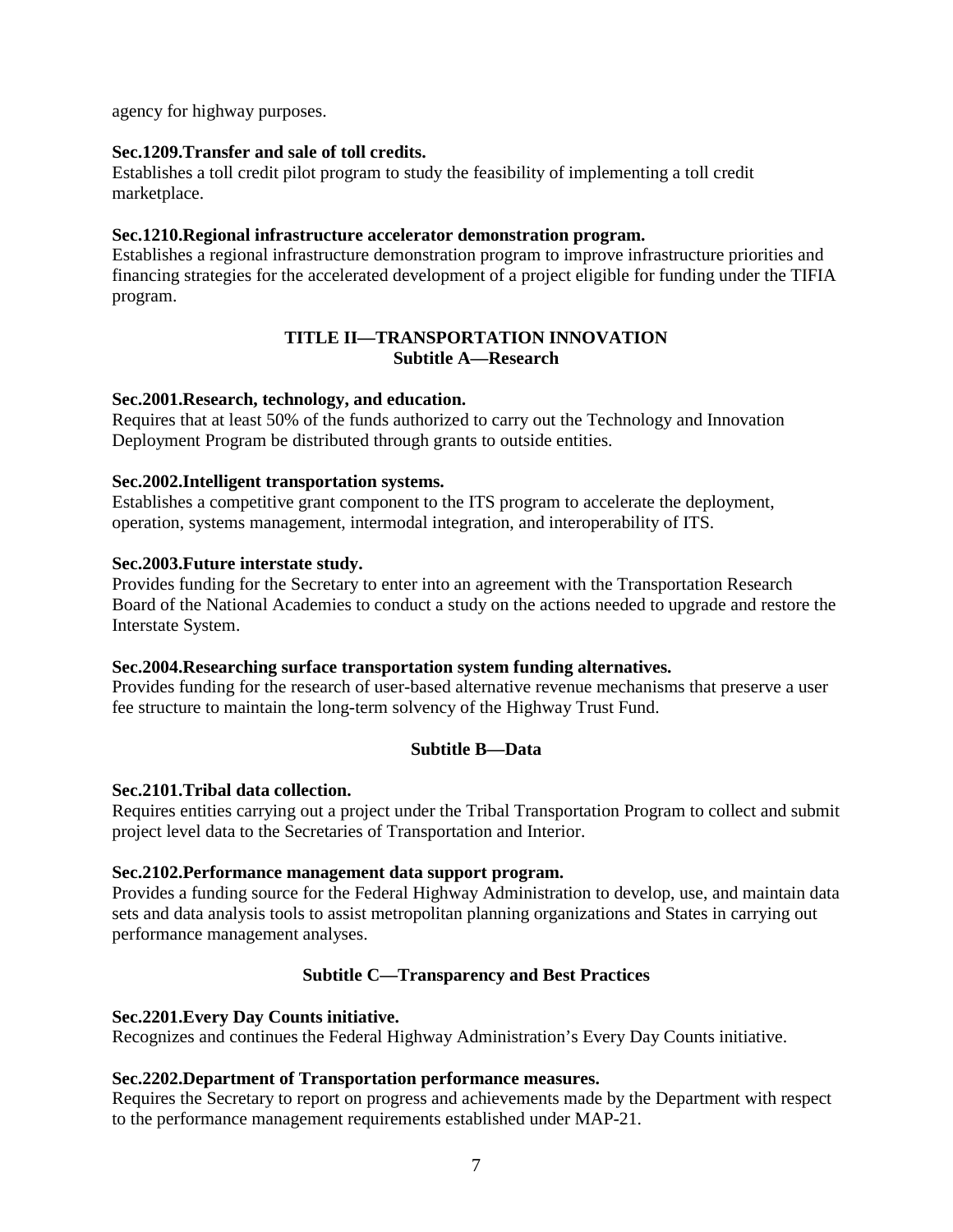agency for highway purposes.

**Sec.1209.Transfer and sale of toll credits.**
Establishes a toll credit pilot program to study the feasibility of implementing a toll credit marketplace.

**Sec.1210.Regional infrastructure accelerator demonstration program.**
Establishes a regional infrastructure demonstration program to improve infrastructure priorities and financing strategies for the accelerated development of a project eligible for funding under the TIFIA program.

## TITLE II—TRANSPORTATION INNOVATION

### Subtitle A—Research

**Sec.2001.Research, technology, and education.**
Requires that at least 50% of the funds authorized to carry out the Technology and Innovation Deployment Program be distributed through grants to outside entities.

**Sec.2002.Intelligent transportation systems.**
Establishes a competitive grant component to the ITS program to accelerate the deployment, operation, systems management, intermodal integration, and interoperability of ITS.

**Sec.2003.Future interstate study.**
Provides funding for the Secretary to enter into an agreement with the Transportation Research Board of the National Academies to conduct a study on the actions needed to upgrade and restore the Interstate System.

**Sec.2004.Researching surface transportation system funding alternatives.**
Provides funding for the research of user-based alternative revenue mechanisms that preserve a user fee structure to maintain the long-term solvency of the Highway Trust Fund.

### Subtitle B—Data

**Sec.2101.Tribal data collection.**
Requires entities carrying out a project under the Tribal Transportation Program to collect and submit project level data to the Secretaries of Transportation and Interior.

**Sec.2102.Performance management data support program.**
Provides a funding source for the Federal Highway Administration to develop, use, and maintain data sets and data analysis tools to assist metropolitan planning organizations and States in carrying out performance management analyses.

### Subtitle C—Transparency and Best Practices

**Sec.2201.Every Day Counts initiative.**
Recognizes and continues the Federal Highway Administration's Every Day Counts initiative.

**Sec.2202.Department of Transportation performance measures.**
Requires the Secretary to report on progress and achievements made by the Department with respect to the performance management requirements established under MAP-21.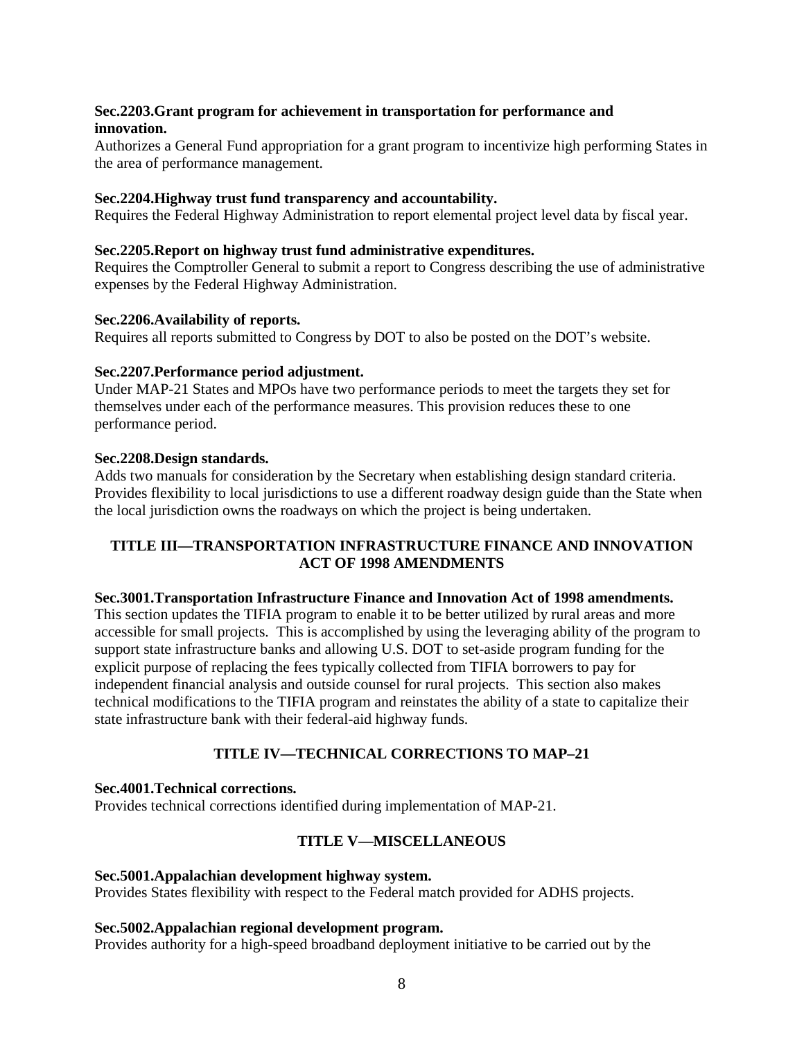**Sec.2203.Grant program for achievement in transportation for performance and innovation.**

Authorizes a General Fund appropriation for a grant program to incentivize high performing States in the area of performance management.

**Sec.2204.Highway trust fund transparency and accountability.**

Requires the Federal Highway Administration to report elemental project level data by fiscal year.

**Sec.2205.Report on highway trust fund administrative expenditures.**

Requires the Comptroller General to submit a report to Congress describing the use of administrative expenses by the Federal Highway Administration.

**Sec.2206.Availability of reports.**

Requires all reports submitted to Congress by DOT to also be posted on the DOT's website.

**Sec.2207.Performance period adjustment.**

Under MAP-21 States and MPOs have two performance periods to meet the targets they set for themselves under each of the performance measures. This provision reduces these to one performance period.

**Sec.2208.Design standards.**

Adds two manuals for consideration by the Secretary when establishing design standard criteria. Provides flexibility to local jurisdictions to use a different roadway design guide than the State when the local jurisdiction owns the roadways on which the project is being undertaken.

## TITLE III—TRANSPORTATION INFRASTRUCTURE FINANCE AND INNOVATION ACT OF 1998 AMENDMENTS

**Sec.3001.Transportation Infrastructure Finance and Innovation Act of 1998 amendments.**

This section updates the TIFIA program to enable it to be better utilized by rural areas and more accessible for small projects. This is accomplished by using the leveraging ability of the program to support state infrastructure banks and allowing U.S. DOT to set-aside program funding for the explicit purpose of replacing the fees typically collected from TIFIA borrowers to pay for independent financial analysis and outside counsel for rural projects. This section also makes technical modifications to the TIFIA program and reinstates the ability of a state to capitalize their state infrastructure bank with their federal-aid highway funds.

## TITLE IV—TECHNICAL CORRECTIONS TO MAP–21

**Sec.4001.Technical corrections.**

Provides technical corrections identified during implementation of MAP-21.

## TITLE V—MISCELLANEOUS

**Sec.5001.Appalachian development highway system.**

Provides States flexibility with respect to the Federal match provided for ADHS projects.

**Sec.5002.Appalachian regional development program.**

Provides authority for a high-speed broadband deployment initiative to be carried out by the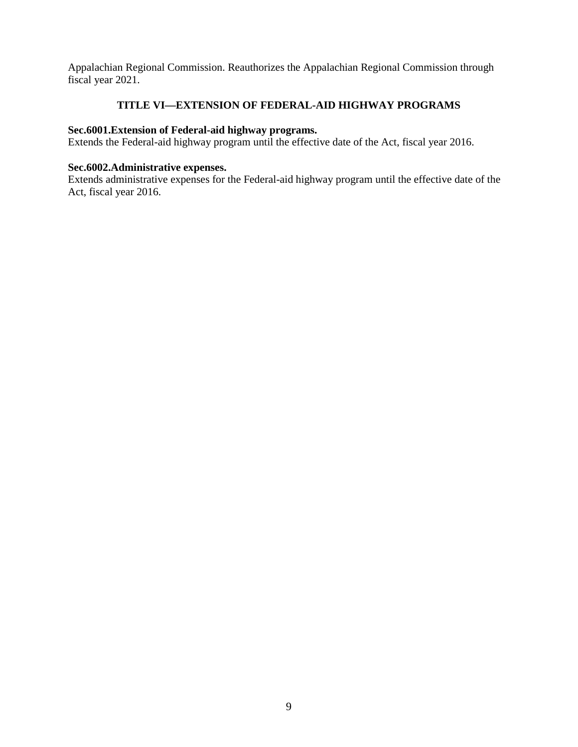Appalachian Regional Commission. Reauthorizes the Appalachian Regional Commission through fiscal year 2021.

## TITLE VI—EXTENSION OF FEDERAL-AID HIGHWAY PROGRAMS

**Sec.6001.Extension of Federal-aid highway programs.**
Extends the Federal-aid highway program until the effective date of the Act, fiscal year 2016.

**Sec.6002.Administrative expenses.**
Extends administrative expenses for the Federal-aid highway program until the effective date of the Act, fiscal year 2016.